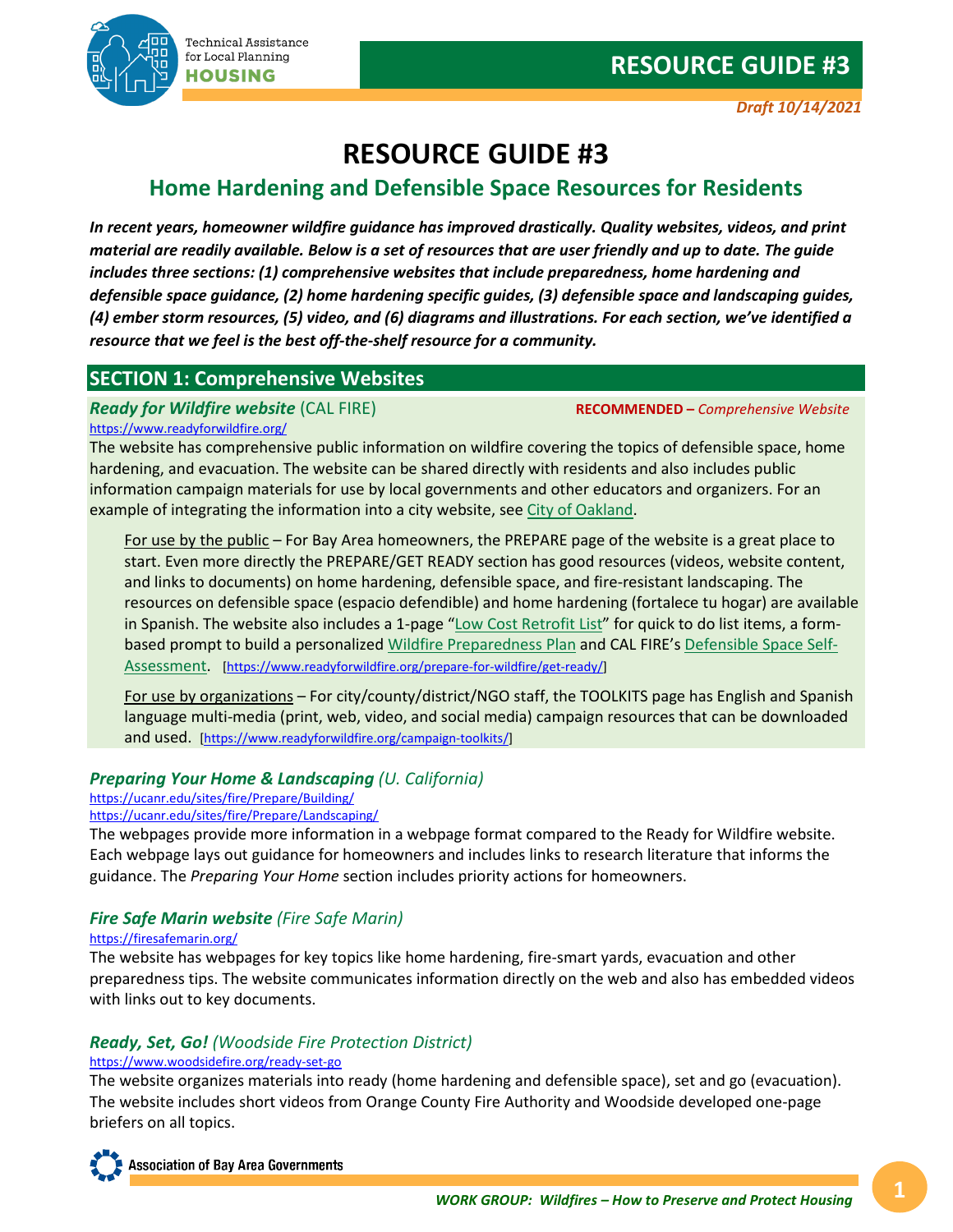Technical Assistance for Local Planning
**HOUSING**

**RESOURCE GUIDE #3**

*Draft 10/14/2021*

# RESOURCE GUIDE #3

## Home Hardening and Defensible Space Resources for Residents

***In recent years, homeowner wildfire guidance has improved drastically. Quality websites, videos, and print material are readily available. Below is a set of resources that are user friendly and up to date. The guide includes three sections: (1) comprehensive websites that include preparedness, home hardening and defensible space guidance, (2) home hardening specific guides, (3) defensible space and landscaping guides, (4) ember storm resources, (5) video, and (6) diagrams and illustrations. For each section, we've identified a resource that we feel is the best off-the-shelf resource for a community.***

## SECTION 1: Comprehensive Websites

### *Ready for Wildfire website* (CAL FIRE)

**RECOMMENDED –** *Comprehensive Website*

https://www.readyforwildfire.org/

The website has comprehensive public information on wildfire covering the topics of defensible space, home hardening, and evacuation. The website can be shared directly with residents and also includes public information campaign materials for use by local governments and other educators and organizers. For an example of integrating the information into a city website, see City of Oakland.

For use by the public – For Bay Area homeowners, the PREPARE page of the website is a great place to start. Even more directly the PREPARE/GET READY section has good resources (videos, website content, and links to documents) on home hardening, defensible space, and fire-resistant landscaping. The resources on defensible space (espacio defendible) and home hardening (fortalece tu hogar) are available in Spanish. The website also includes a 1-page "Low Cost Retrofit List" for quick to do list items, a form-based prompt to build a personalized Wildfire Preparedness Plan and CAL FIRE's Defensible Space Self-Assessment. [https://www.readyforwildfire.org/prepare-for-wildfire/get-ready/]

For use by organizations – For city/county/district/NGO staff, the TOOLKITS page has English and Spanish language multi-media (print, web, video, and social media) campaign resources that can be downloaded and used. [https://www.readyforwildfire.org/campaign-toolkits/]

### *Preparing Your Home & Landscaping (U. California)*

https://ucanr.edu/sites/fire/Prepare/Building/
https://ucanr.edu/sites/fire/Prepare/Landscaping/

The webpages provide more information in a webpage format compared to the Ready for Wildfire website. Each webpage lays out guidance for homeowners and includes links to research literature that informs the guidance. The *Preparing Your Home* section includes priority actions for homeowners.

### *Fire Safe Marin website (Fire Safe Marin)*

https://firesafemarin.org/

The website has webpages for key topics like home hardening, fire-smart yards, evacuation and other preparedness tips. The website communicates information directly on the web and also has embedded videos with links out to key documents.

### *Ready, Set, Go! (Woodside Fire Protection District)*

https://www.woodsidefire.org/ready-set-go

The website organizes materials into ready (home hardening and defensible space), set and go (evacuation). The website includes short videos from Orange County Fire Authority and Woodside developed one-page briefers on all topics.

Association of Bay Area Governments

*WORK GROUP: Wildfires – How to Preserve and Protect Housing*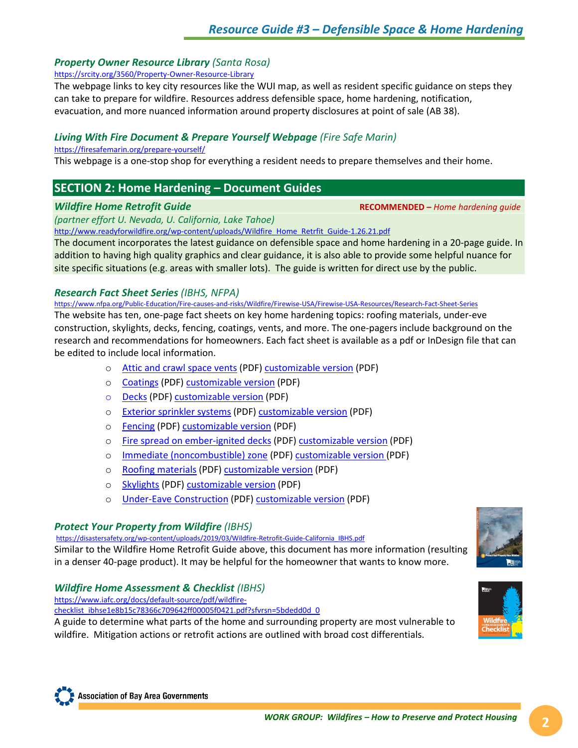### *Property Owner Resource Library* *(Santa Rosa)*

https://srcity.org/3560/Property-Owner-Resource-Library

The webpage links to key city resources like the WUI map, as well as resident specific guidance on steps they can take to prepare for wildfire. Resources address defensible space, home hardening, notification, evacuation, and more nuanced information around property disclosures at point of sale (AB 38).

### *Living With Fire Document & Prepare Yourself Webpage* *(Fire Safe Marin)*

https://firesafemarin.org/prepare-yourself/

This webpage is a one-stop shop for everything a resident needs to prepare themselves and their home.

## SECTION 2: Home Hardening – Document Guides

### *Wildfire Home Retrofit Guide*

**RECOMMENDED –** *Home hardening guide*

*(partner effort U. Nevada, U. California, Lake Tahoe)*

http://www.readyforwildfire.org/wp-content/uploads/Wildfire_Home_Retrfit_Guide-1.26.21.pdf

The document incorporates the latest guidance on defensible space and home hardening in a 20-page guide. In addition to having high quality graphics and clear guidance, it is also able to provide some helpful nuance for site specific situations (e.g. areas with smaller lots). The guide is written for direct use by the public.

### *Research Fact Sheet Series* *(IBHS, NFPA)*

https://www.nfpa.org/Public-Education/Fire-causes-and-risks/Wildfire/Firewise-USA/Firewise-USA-Resources/Research-Fact-Sheet-Series

The website has ten, one-page fact sheets on key home hardening topics: roofing materials, under-eve construction, skylights, decks, fencing, coatings, vents, and more. The one-pagers include background on the research and recommendations for homeowners. Each fact sheet is available as a pdf or InDesign file that can be edited to include local information.

- Attic and crawl space vents (PDF) customizable version (PDF)
- Coatings (PDF) customizable version (PDF)
- Decks (PDF) customizable version (PDF)
- Exterior sprinkler systems (PDF) customizable version (PDF)
- Fencing (PDF) customizable version (PDF)
- Fire spread on ember-ignited decks (PDF) customizable version (PDF)
- Immediate (noncombustible) zone (PDF) customizable version (PDF)
- Roofing materials (PDF) customizable version (PDF)
- Skylights (PDF) customizable version (PDF)
- Under-Eave Construction (PDF) customizable version (PDF)

### *Protect Your Property from Wildfire* *(IBHS)*

https://disastersafety.org/wp-content/uploads/2019/03/Wildfire-Retrofit-Guide-California_IBHS.pdf

Similar to the Wildfire Home Retrofit Guide above, this document has more information (resulting in a denser 40-page product). It may be helpful for the homeowner that wants to know more.

### *Wildfire Home Assessment & Checklist* *(IBHS)*

https://www.iafc.org/docs/default-source/pdf/wildfire-checklist_ibhse1e8b15c78366c709642ff00005f0421.pdf?sfvrsn=5bdedd0d_0

A guide to determine what parts of the home and surrounding property are most vulnerable to wildfire. Mitigation actions or retrofit actions are outlined with broad cost differentials.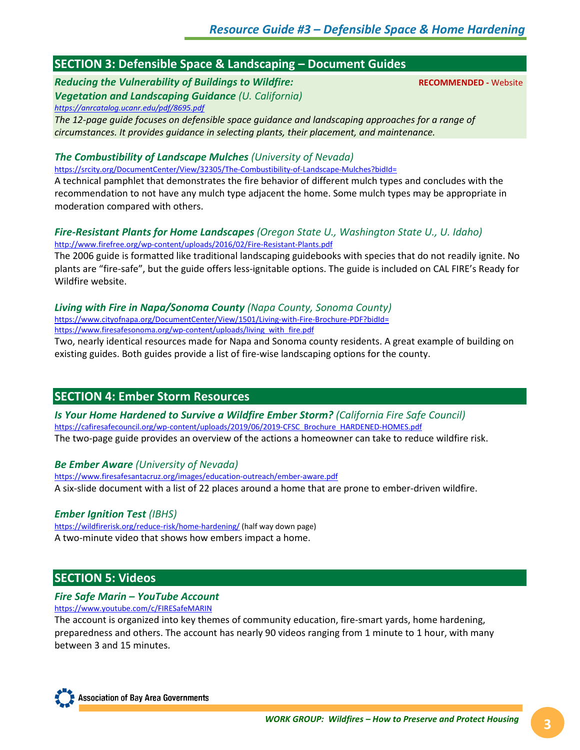## SECTION 3: Defensible Space & Landscaping – Document Guides

***Reducing the Vulnerability of Buildings to Wildfire: Vegetation and Landscaping Guidance*** *(U. California)* — **RECOMMENDED -** Website

*https://anrcatalog.ucanr.edu/pdf/8695.pdf*

*The 12-page guide focuses on defensible space guidance and landscaping approaches for a range of circumstances. It provides guidance in selecting plants, their placement, and maintenance.*

***The Combustibility of Landscape Mulches*** *(University of Nevada)*

https://srcity.org/DocumentCenter/View/32305/The-Combustibility-of-Landscape-Mulches?bidId=

A technical pamphlet that demonstrates the fire behavior of different mulch types and concludes with the recommendation to not have any mulch type adjacent the home. Some mulch types may be appropriate in moderation compared with others.

***Fire-Resistant Plants for Home Landscapes*** *(Oregon State U., Washington State U., U. Idaho)*

http://www.firefree.org/wp-content/uploads/2016/02/Fire-Resistant-Plants.pdf

The 2006 guide is formatted like traditional landscaping guidebooks with species that do not readily ignite. No plants are "fire-safe", but the guide offers less-ignitable options. The guide is included on CAL FIRE's Ready for Wildfire website.

***Living with Fire in Napa/Sonoma County*** *(Napa County, Sonoma County)*

https://www.cityofnapa.org/DocumentCenter/View/1501/Living-with-Fire-Brochure-PDF?bidId=
https://www.firesafesonoma.org/wp-content/uploads/living_with_fire.pdf

Two, nearly identical resources made for Napa and Sonoma county residents. A great example of building on existing guides. Both guides provide a list of fire-wise landscaping options for the county.

## SECTION 4: Ember Storm Resources

***Is Your Home Hardened to Survive a Wildfire Ember Storm?*** *(California Fire Safe Council)*

https://cafiresafecouncil.org/wp-content/uploads/2019/06/2019-CFSC_Brochure_HARDENED-HOMES.pdf

The two-page guide provides an overview of the actions a homeowner can take to reduce wildfire risk.

***Be Ember Aware*** *(University of Nevada)*

https://www.firesafesantacruz.org/images/education-outreach/ember-aware.pdf

A six-slide document with a list of 22 places around a home that are prone to ember-driven wildfire.

***Ember Ignition Test*** *(IBHS)*

https://wildfirerisk.org/reduce-risk/home-hardening/ (half way down page)

A two-minute video that shows how embers impact a home.

## SECTION 5: Videos

***Fire Safe Marin – YouTube Account***

https://www.youtube.com/c/FIRESafeMARIN

The account is organized into key themes of community education, fire-smart yards, home hardening, preparedness and others. The account has nearly 90 videos ranging from 1 minute to 1 hour, with many between 3 and 15 minutes.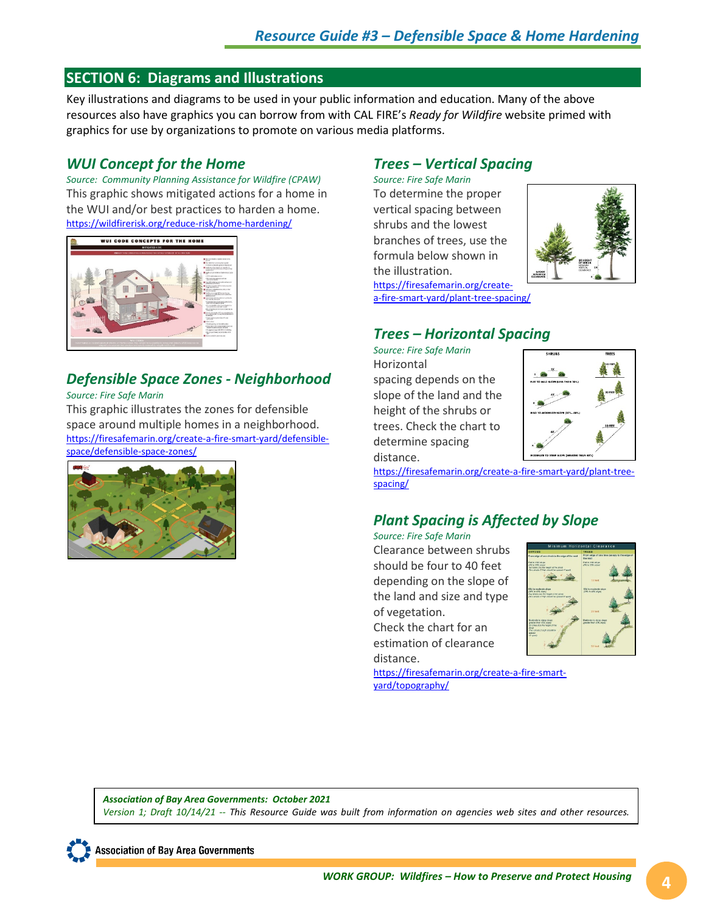## SECTION 6: Diagrams and Illustrations

Key illustrations and diagrams to be used in your public information and education. Many of the above resources also have graphics you can borrow from with CAL FIRE's *Ready for Wildfire* website primed with graphics for use by organizations to promote on various media platforms.

### *WUI Concept for the Home*

*Source: Community Planning Assistance for Wildfire (CPAW)*

This graphic shows mitigated actions for a home in the WUI and/or best practices to harden a home.
https://wildfirerisk.org/reduce-risk/home-hardening/

### *Defensible Space Zones - Neighborhood*

*Source: Fire Safe Marin*

This graphic illustrates the zones for defensible space around multiple homes in a neighborhood.
https://firesafemarin.org/create-a-fire-smart-yard/defensible-space/defensible-space-zones/

### *Trees – Vertical Spacing*

*Source: Fire Safe Marin*

To determine the proper vertical spacing between shrubs and the lowest branches of trees, use the formula below shown in the illustration.
https://firesafemarin.org/create-a-fire-smart-yard/plant-tree-spacing/

### *Trees – Horizontal Spacing*

*Source: Fire Safe Marin*

Horizontal spacing depends on the slope of the land and the height of the shrubs or trees. Check the chart to determine spacing distance.
https://firesafemarin.org/create-a-fire-smart-yard/plant-tree-spacing/

### *Plant Spacing is Affected by Slope*

*Source: Fire Safe Marin*

Clearance between shrubs should be four to 40 feet depending on the slope of the land and size and type of vegetation.
Check the chart for an estimation of clearance distance.
https://firesafemarin.org/create-a-fire-smart-yard/topography/

***Association of Bay Area Governments: October 2021***
*Version 1; Draft 10/14/21 -- This Resource Guide was built from information on agencies web sites and other resources.*